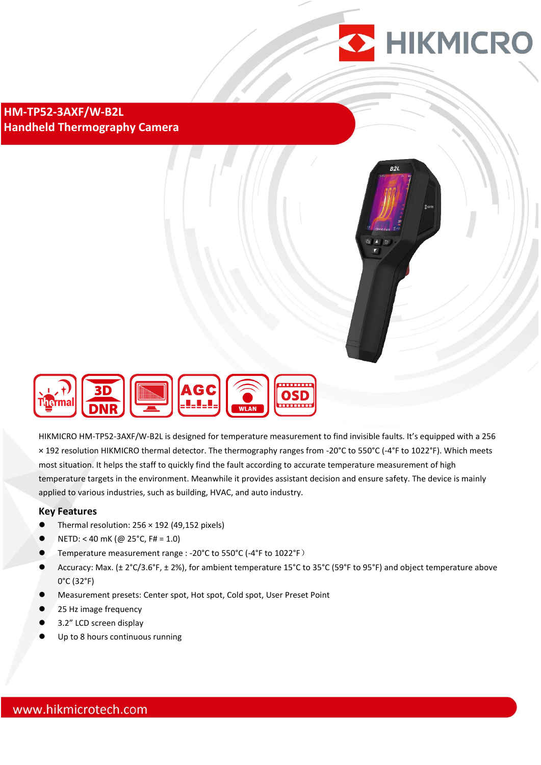# HM-TP52-3AXF/W-B2L
## Handheld Thermography Camera

HIKMICRO HM-TP52-3AXF/W-B2L is designed for temperature measurement to find invisible faults. It's equipped with a 256 × 192 resolution HIKMICRO thermal detector. The thermography ranges from -20°C to 550°C (-4°F to 1022°F). Which meets most situation. It helps the staff to quickly find the fault according to accurate temperature measurement of high temperature targets in the environment. Meanwhile it provides assistant decision and ensure safety. The device is mainly applied to various industries, such as building, HVAC, and auto industry.

### Key Features

- Thermal resolution: 256 × 192 (49,152 pixels)
- NETD: < 40 mK (@ 25°C, F# = 1.0)
- Temperature measurement range : -20°C to 550°C (-4°F to 1022°F)
- Accuracy: Max. (± 2°C/3.6°F, ± 2%), for ambient temperature 15°C to 35°C (59°F to 95°F) and object temperature above 0°C (32°F)
- Measurement presets: Center spot, Hot spot, Cold spot, User Preset Point
- 25 Hz image frequency
- 3.2" LCD screen display
- Up to 8 hours continuous running

www.hikmicrotech.com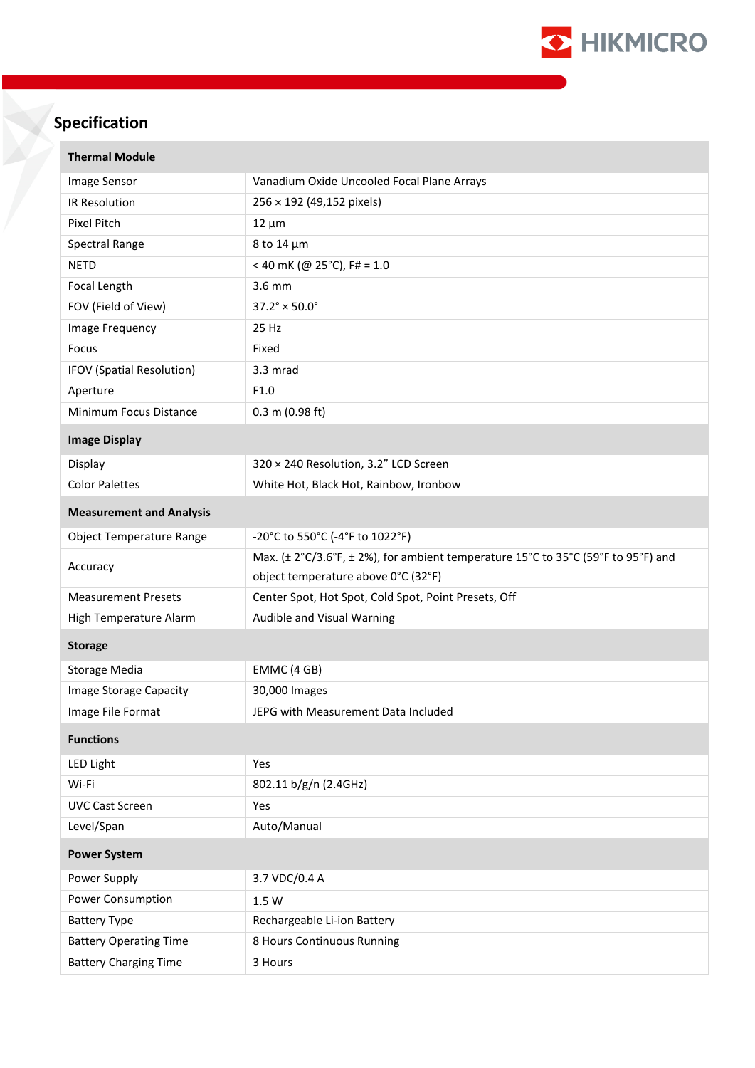## Specification

| Thermal Module | |
|---|---|
| Image Sensor | Vanadium Oxide Uncooled Focal Plane Arrays |
| IR Resolution | 256 × 192 (49,152 pixels) |
| Pixel Pitch | 12 µm |
| Spectral Range | 8 to 14 µm |
| NETD | < 40 mK (@ 25°C), F# = 1.0 |
| Focal Length | 3.6 mm |
| FOV (Field of View) | 37.2° × 50.0° |
| Image Frequency | 25 Hz |
| Focus | Fixed |
| IFOV (Spatial Resolution) | 3.3 mrad |
| Aperture | F1.0 |
| Minimum Focus Distance | 0.3 m (0.98 ft) |
| **Image Display** | |
| Display | 320 × 240 Resolution, 3.2" LCD Screen |
| Color Palettes | White Hot, Black Hot, Rainbow, Ironbow |
| **Measurement and Analysis** | |
| Object Temperature Range | -20°C to 550°C (-4°F to 1022°F) |
| Accuracy | Max. (± 2°C/3.6°F, ± 2%), for ambient temperature 15°C to 35°C (59°F to 95°F) and object temperature above 0°C (32°F) |
| Measurement Presets | Center Spot, Hot Spot, Cold Spot, Point Presets, Off |
| High Temperature Alarm | Audible and Visual Warning |
| **Storage** | |
| Storage Media | EMMC (4 GB) |
| Image Storage Capacity | 30,000 Images |
| Image File Format | JEPG with Measurement Data Included |
| **Functions** | |
| LED Light | Yes |
| Wi-Fi | 802.11 b/g/n (2.4GHz) |
| UVC Cast Screen | Yes |
| Level/Span | Auto/Manual |
| **Power System** | |
| Power Supply | 3.7 VDC/0.4 A |
| Power Consumption | 1.5 W |
| Battery Type | Rechargeable Li-ion Battery |
| Battery Operating Time | 8 Hours Continuous Running |
| Battery Charging Time | 3 Hours |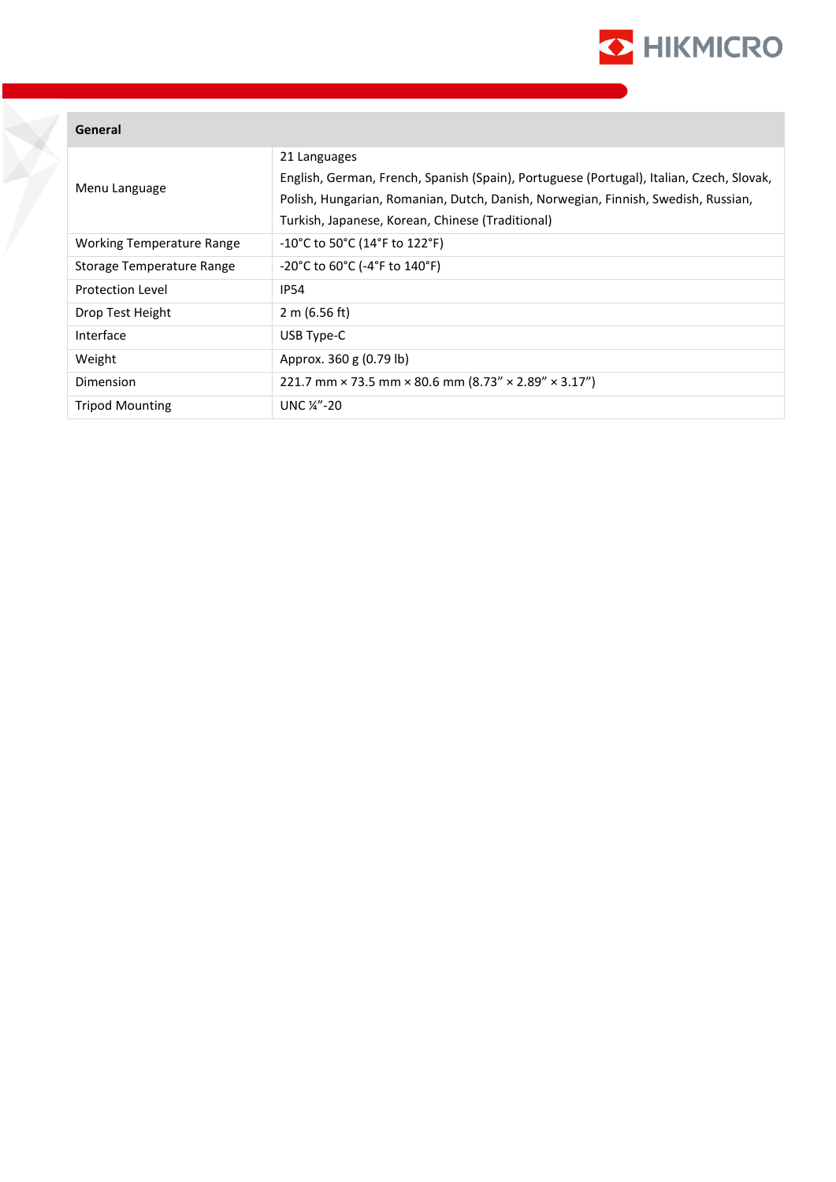| General | |
|---|---|
| Menu Language | 21 Languages<br>English, German, French, Spanish (Spain), Portuguese (Portugal), Italian, Czech, Slovak, Polish, Hungarian, Romanian, Dutch, Danish, Norwegian, Finnish, Swedish, Russian, Turkish, Japanese, Korean, Chinese (Traditional) |
| Working Temperature Range | -10°C to 50°C (14°F to 122°F) |
| Storage Temperature Range | -20°C to 60°C (-4°F to 140°F) |
| Protection Level | IP54 |
| Drop Test Height | 2 m (6.56 ft) |
| Interface | USB Type-C |
| Weight | Approx. 360 g (0.79 lb) |
| Dimension | 221.7 mm × 73.5 mm × 80.6 mm (8.73” × 2.89” × 3.17”) |
| Tripod Mounting | UNC ¼”-20 |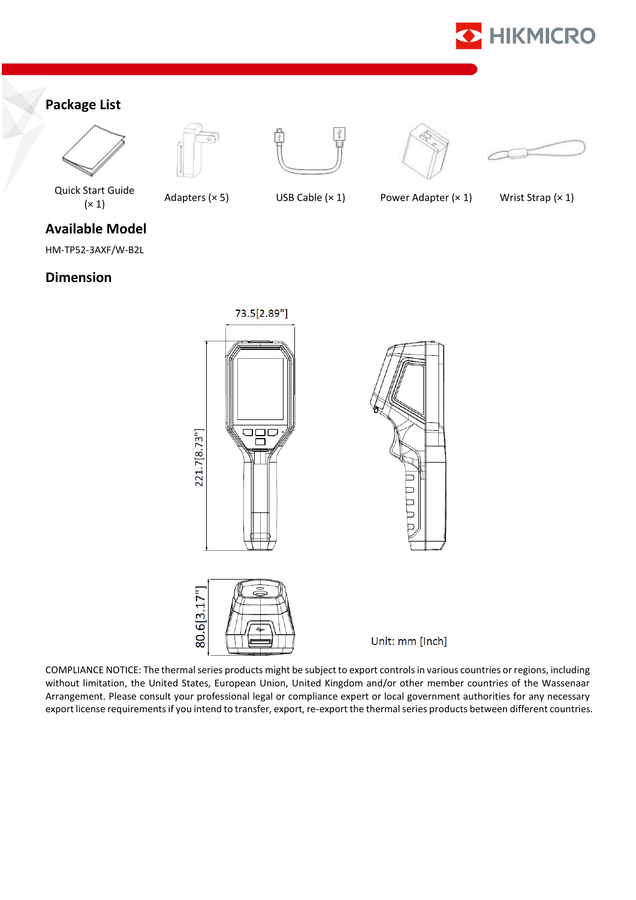## Package List

| Quick Start Guide (× 1) | Adapters (× 5) | USB Cable (× 1) | Power Adapter (× 1) | Wrist Strap (× 1) |
|---|---|---|---|---|

## Available Model

HM-TP52-3AXF/W-B2L

## Dimension

73.5[2.89"]

221.7[8.73"]

80.6[3.17"]

Unit: mm [Inch]

COMPLIANCE NOTICE: The thermal series products might be subject to export controls in various countries or regions, including without limitation, the United States, European Union, United Kingdom and/or other member countries of the Wassenaar Arrangement. Please consult your professional legal or compliance expert or local government authorities for any necessary export license requirements if you intend to transfer, export, re-export the thermal series products between different countries.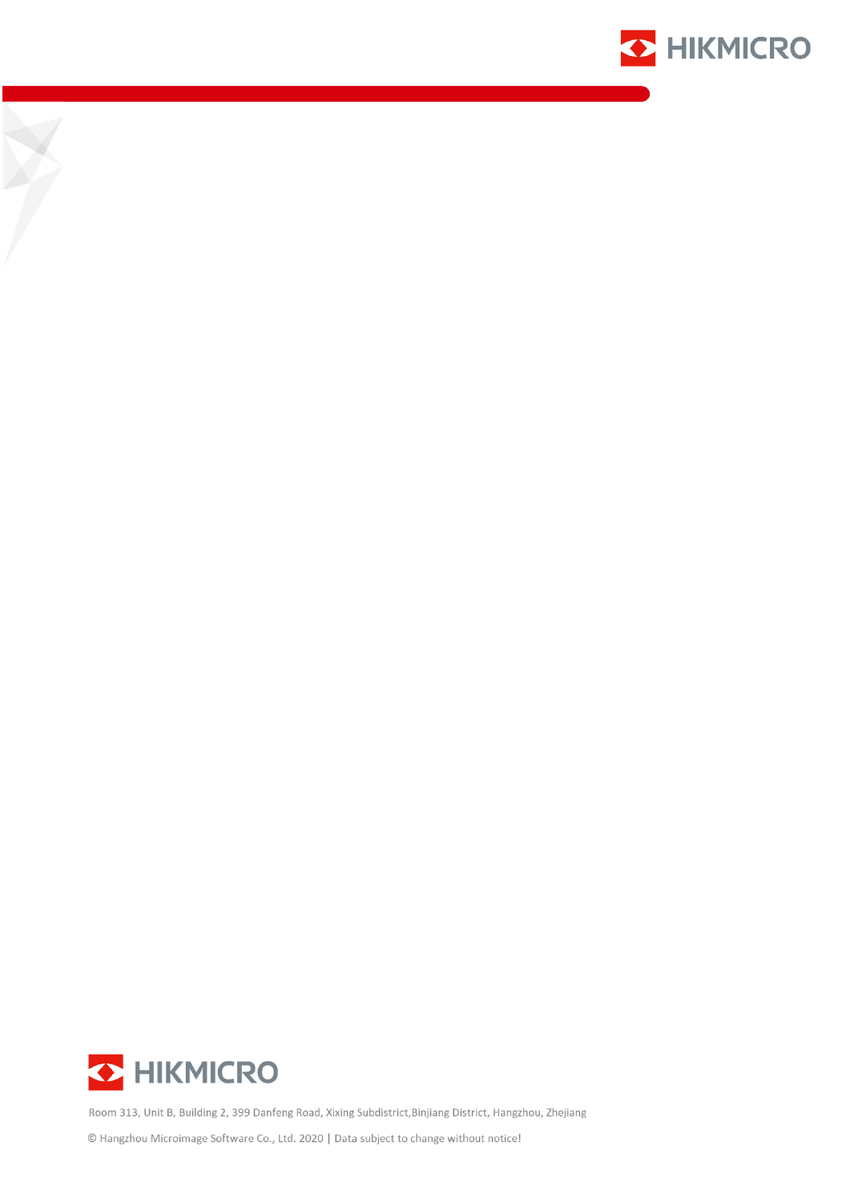HIKMICRO

Room 313, Unit B, Building 2, 399 Danfeng Road, Xixing Subdistrict,Binjiang District, Hangzhou, Zhejiang

© Hangzhou Microimage Software Co., Ltd. 2020 | Data subject to change without notice!